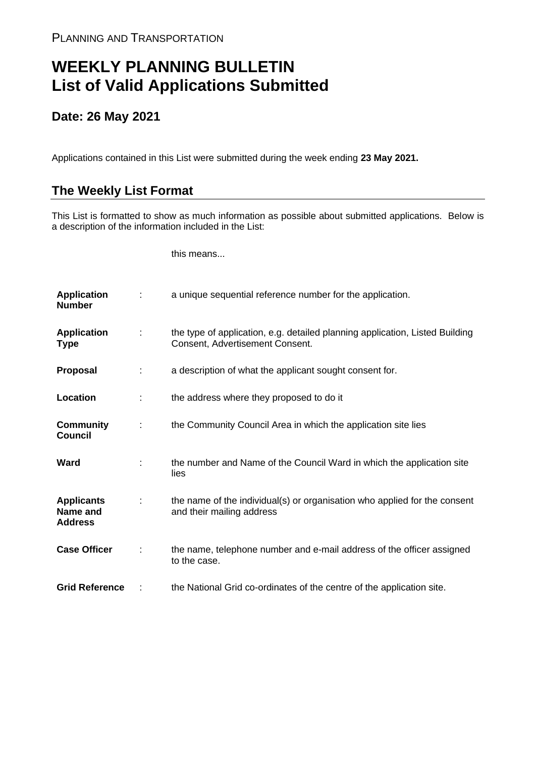PLANNING AND TRANSPORTATION

# WEEKLY PLANNING BULLETIN
# List of Valid Applications Submitted

## Date: 26 May 2021

Applications contained in this List were submitted during the week ending **23 May 2021.**

## The Weekly List Format

This List is formatted to show as much information as possible about submitted applications. Below is a description of the information included in the List:

| | | this means... |
|---|---|---|
| **Application Number** | : | a unique sequential reference number for the application. |
| **Application Type** | : | the type of application, e.g. detailed planning application, Listed Building Consent, Advertisement Consent. |
| **Proposal** | : | a description of what the applicant sought consent for. |
| **Location** | : | the address where they proposed to do it |
| **Community Council** | : | the Community Council Area in which the application site lies |
| **Ward** | : | the number and Name of the Council Ward in which the application site lies |
| **Applicants Name and Address** | : | the name of the individual(s) or organisation who applied for the consent and their mailing address |
| **Case Officer** | : | the name, telephone number and e-mail address of the officer assigned to the case. |
| **Grid Reference** | : | the National Grid co-ordinates of the centre of the application site. |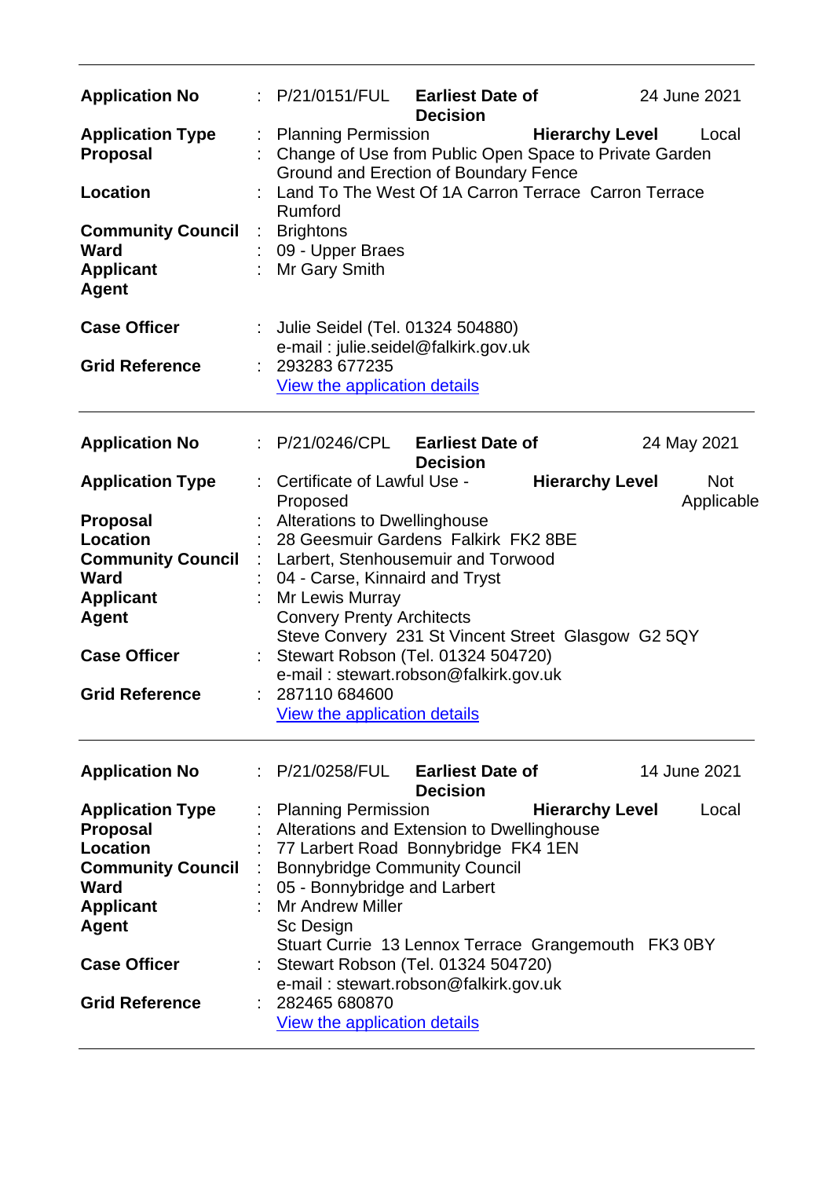---

| | | | | |
|---|---|---|---|---|
| **Application No** | : P/21/0151/FUL | **Earliest Date of Decision** | | 24 June 2021 |
| **Application Type** | : Planning Permission | | **Hierarchy Level** | Local |
| **Proposal** | : Change of Use from Public Open Space to Private Garden Ground and Erection of Boundary Fence | | | |
| **Location** | : Land To The West Of 1A Carron Terrace Carron Terrace Rumford | | | |
| **Community Council** | : Brightons | | | |
| **Ward** | : 09 - Upper Braes | | | |
| **Applicant** | : Mr Gary Smith | | | |
| **Agent** | | | | |
| **Case Officer** | : Julie Seidel (Tel. 01324 504880) e-mail : julie.seidel@falkirk.gov.uk | | | |
| **Grid Reference** | : 293283 677235 View the application details | | | |

---

| | | | | |
|---|---|---|---|---|
| **Application No** | : P/21/0246/CPL | **Earliest Date of Decision** | | 24 May 2021 |
| **Application Type** | : Certificate of Lawful Use - Proposed | | **Hierarchy Level** | Not Applicable |
| **Proposal** | : Alterations to Dwellinghouse | | | |
| **Location** | : 28 Geesmuir Gardens Falkirk FK2 8BE | | | |
| **Community Council** | : Larbert, Stenhousemuir and Torwood | | | |
| **Ward** | : 04 - Carse, Kinnaird and Tryst | | | |
| **Applicant** | : Mr Lewis Murray | | | |
| **Agent** | Convery Prenty Architects Steve Convery 231 St Vincent Street Glasgow G2 5QY | | | |
| **Case Officer** | : Stewart Robson (Tel. 01324 504720) e-mail : stewart.robson@falkirk.gov.uk | | | |
| **Grid Reference** | : 287110 684600 View the application details | | | |

---

| | | | | |
|---|---|---|---|---|
| **Application No** | : P/21/0258/FUL | **Earliest Date of Decision** | | 14 June 2021 |
| **Application Type** | : Planning Permission | | **Hierarchy Level** | Local |
| **Proposal** | : Alterations and Extension to Dwellinghouse | | | |
| **Location** | : 77 Larbert Road Bonnybridge FK4 1EN | | | |
| **Community Council** | : Bonnybridge Community Council | | | |
| **Ward** | : 05 - Bonnybridge and Larbert | | | |
| **Applicant** | : Mr Andrew Miller | | | |
| **Agent** | Sc Design Stuart Currie 13 Lennox Terrace Grangemouth FK3 0BY | | | |
| **Case Officer** | : Stewart Robson (Tel. 01324 504720) e-mail : stewart.robson@falkirk.gov.uk | | | |
| **Grid Reference** | : 282465 680870 View the application details | | | |

---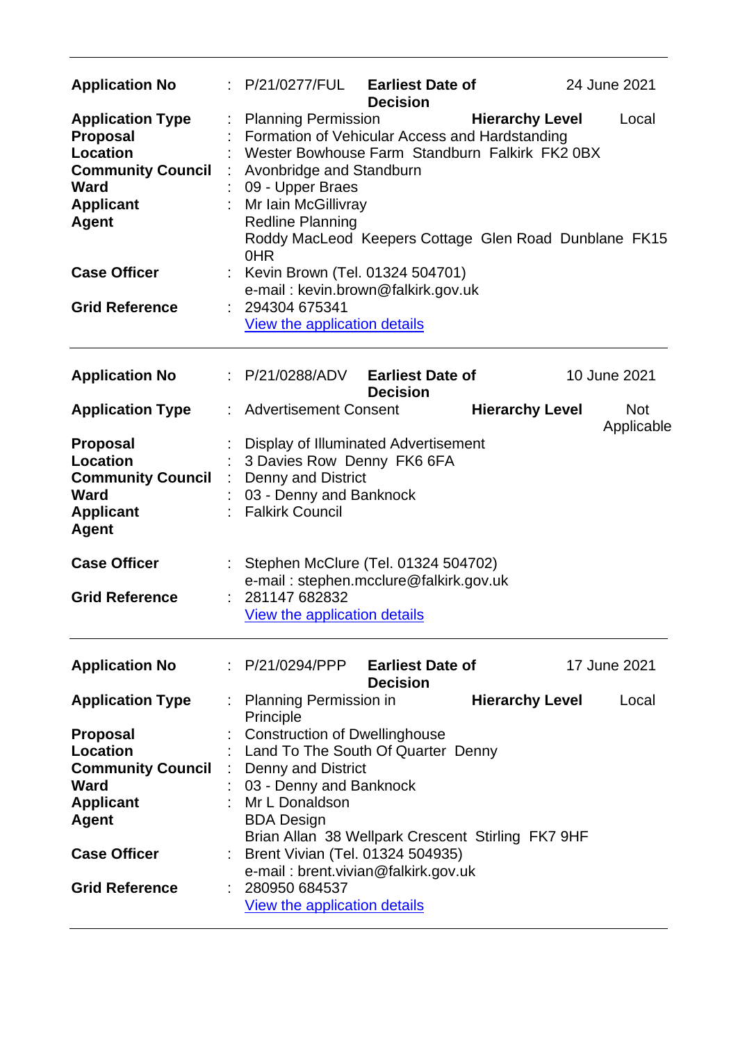---

| | | | | |
|---|---|---|---|---|
| **Application No** | : P/21/0277/FUL | **Earliest Date of Decision** | | 24 June 2021 |
| **Application Type** | : Planning Permission | | **Hierarchy Level** | Local |
| **Proposal** | : Formation of Vehicular Access and Hardstanding | | | |
| **Location** | : Wester Bowhouse Farm Standburn Falkirk FK2 0BX | | | |
| **Community Council** | : Avonbridge and Standburn | | | |
| **Ward** | : 09 - Upper Braes | | | |
| **Applicant** | : Mr Iain McGillivray | | | |
| **Agent** | Redline Planning<br>Roddy MacLeod Keepers Cottage Glen Road Dunblane FK15 0HR | | | |
| **Case Officer** | : Kevin Brown (Tel. 01324 504701)<br>e-mail : kevin.brown@falkirk.gov.uk | | | |
| **Grid Reference** | : 294304 675341<br>View the application details | | | |

---

| | | | | |
|---|---|---|---|---|
| **Application No** | : P/21/0288/ADV | **Earliest Date of Decision** | | 10 June 2021 |
| **Application Type** | : Advertisement Consent | | **Hierarchy Level** | Not Applicable |
| **Proposal** | : Display of Illuminated Advertisement | | | |
| **Location** | : 3 Davies Row Denny FK6 6FA | | | |
| **Community Council** | : Denny and District | | | |
| **Ward** | : 03 - Denny and Banknock | | | |
| **Applicant** | : Falkirk Council | | | |
| **Agent** | | | | |
| **Case Officer** | : Stephen McClure (Tel. 01324 504702)<br>e-mail : stephen.mcclure@falkirk.gov.uk | | | |
| **Grid Reference** | : 281147 682832<br>View the application details | | | |

---

| | | | | |
|---|---|---|---|---|
| **Application No** | : P/21/0294/PPP | **Earliest Date of Decision** | | 17 June 2021 |
| **Application Type** | : Planning Permission in Principle | | **Hierarchy Level** | Local |
| **Proposal** | : Construction of Dwellinghouse | | | |
| **Location** | : Land To The South Of Quarter Denny | | | |
| **Community Council** | : Denny and District | | | |
| **Ward** | : 03 - Denny and Banknock | | | |
| **Applicant** | : Mr L Donaldson | | | |
| **Agent** | BDA Design<br>Brian Allan 38 Wellpark Crescent Stirling FK7 9HF | | | |
| **Case Officer** | : Brent Vivian (Tel. 01324 504935)<br>e-mail : brent.vivian@falkirk.gov.uk | | | |
| **Grid Reference** | : 280950 684537<br>View the application details | | | |

---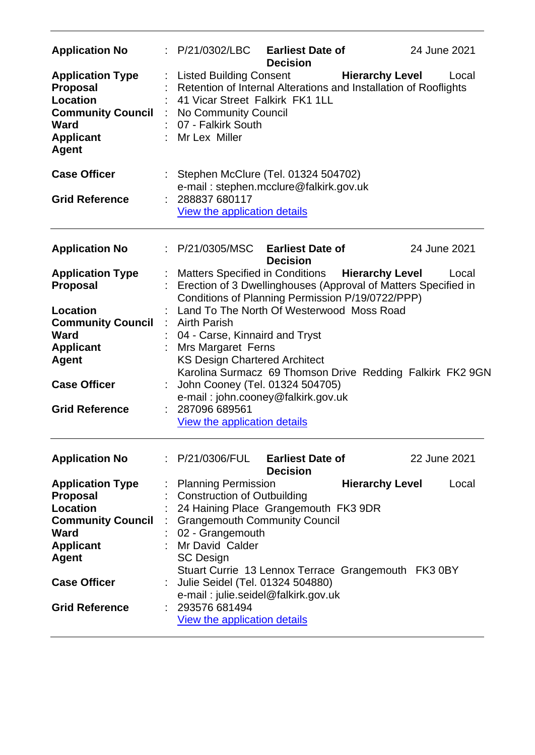| | | | | |
|---|---|---|---|---|
| **Application No** | : | P/21/0302/LBC | **Earliest Date of Decision** | 24 June 2021 |
| **Application Type** | : | Listed Building Consent | **Hierarchy Level** | Local |
| **Proposal** | : | Retention of Internal Alterations and Installation of Rooflights | | |
| **Location** | : | 41 Vicar Street Falkirk FK1 1LL | | |
| **Community Council** | : | No Community Council | | |
| **Ward** | : | 07 - Falkirk South | | |
| **Applicant** | : | Mr Lex Miller | | |
| **Agent** | | | | |
| **Case Officer** | : | Stephen McClure (Tel. 01324 504702)<br>e-mail : stephen.mcclure@falkirk.gov.uk | | |
| **Grid Reference** | : | 288837 680117<br>View the application details | | |

---

| | | | | |
|---|---|---|---|---|
| **Application No** | : | P/21/0305/MSC | **Earliest Date of Decision** | 24 June 2021 |
| **Application Type** | : | Matters Specified in Conditions | **Hierarchy Level** | Local |
| **Proposal** | : | Erection of 3 Dwellinghouses (Approval of Matters Specified in Conditions of Planning Permission P/19/0722/PPP) | | |
| **Location** | : | Land To The North Of Westerwood Moss Road | | |
| **Community Council** | : | Airth Parish | | |
| **Ward** | : | 04 - Carse, Kinnaird and Tryst | | |
| **Applicant** | : | Mrs Margaret Ferns | | |
| **Agent** | | KS Design Chartered Architect<br>Karolina Surmacz 69 Thomson Drive Redding Falkirk FK2 9GN | | |
| **Case Officer** | : | John Cooney (Tel. 01324 504705)<br>e-mail : john.cooney@falkirk.gov.uk | | |
| **Grid Reference** | : | 287096 689561<br>View the application details | | |

---

| | | | | |
|---|---|---|---|---|
| **Application No** | : | P/21/0306/FUL | **Earliest Date of Decision** | 22 June 2021 |
| **Application Type** | : | Planning Permission | **Hierarchy Level** | Local |
| **Proposal** | : | Construction of Outbuilding | | |
| **Location** | : | 24 Haining Place Grangemouth FK3 9DR | | |
| **Community Council** | : | Grangemouth Community Council | | |
| **Ward** | : | 02 - Grangemouth | | |
| **Applicant** | : | Mr David Calder | | |
| **Agent** | | SC Design<br>Stuart Currie 13 Lennox Terrace Grangemouth FK3 0BY | | |
| **Case Officer** | : | Julie Seidel (Tel. 01324 504880)<br>e-mail : julie.seidel@falkirk.gov.uk | | |
| **Grid Reference** | : | 293576 681494<br>View the application details | | |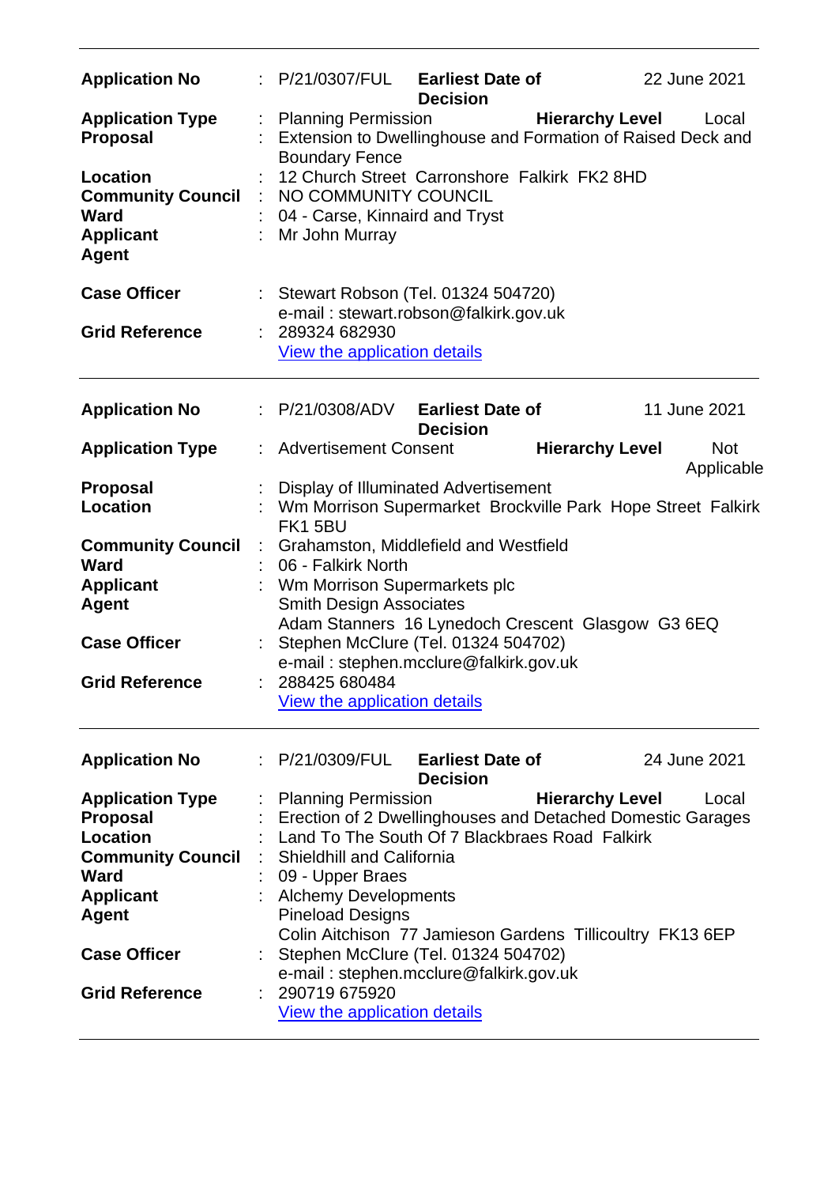| | | | | |
|---|---|---|---|---|
| **Application No** | : P/21/0307/FUL | **Earliest Date of Decision** | | 22 June 2021 |
| **Application Type** | : Planning Permission | | **Hierarchy Level** | Local |
| **Proposal** | : Extension to Dwellinghouse and Formation of Raised Deck and Boundary Fence | | | |
| **Location** | : 12 Church Street Carronshore Falkirk FK2 8HD | | | |
| **Community Council** | : NO COMMUNITY COUNCIL | | | |
| **Ward** | : 04 - Carse, Kinnaird and Tryst | | | |
| **Applicant** | : Mr John Murray | | | |
| **Agent** | | | | |
| **Case Officer** | : Stewart Robson (Tel. 01324 504720) e-mail : stewart.robson@falkirk.gov.uk | | | |
| **Grid Reference** | : 289324 682930 View the application details | | | |

---

| | | | | |
|---|---|---|---|---|
| **Application No** | : P/21/0308/ADV | **Earliest Date of Decision** | | 11 June 2021 |
| **Application Type** | : Advertisement Consent | | **Hierarchy Level** | Not Applicable |
| **Proposal** | : Display of Illuminated Advertisement | | | |
| **Location** | : Wm Morrison Supermarket Brockville Park Hope Street Falkirk FK1 5BU | | | |
| **Community Council** | : Grahamston, Middlefield and Westfield | | | |
| **Ward** | : 06 - Falkirk North | | | |
| **Applicant** | : Wm Morrison Supermarkets plc | | | |
| **Agent** | Smith Design Associates Adam Stanners 16 Lynedoch Crescent Glasgow G3 6EQ | | | |
| **Case Officer** | : Stephen McClure (Tel. 01324 504702) e-mail : stephen.mcclure@falkirk.gov.uk | | | |
| **Grid Reference** | : 288425 680484 View the application details | | | |

---

| | | | | |
|---|---|---|---|---|
| **Application No** | : P/21/0309/FUL | **Earliest Date of Decision** | | 24 June 2021 |
| **Application Type** | : Planning Permission | | **Hierarchy Level** | Local |
| **Proposal** | : Erection of 2 Dwellinghouses and Detached Domestic Garages | | | |
| **Location** | : Land To The South Of 7 Blackbraes Road Falkirk | | | |
| **Community Council** | : Shieldhill and California | | | |
| **Ward** | : 09 - Upper Braes | | | |
| **Applicant** | : Alchemy Developments | | | |
| **Agent** | Pineload Designs Colin Aitchison 77 Jamieson Gardens Tillicoultry FK13 6EP | | | |
| **Case Officer** | : Stephen McClure (Tel. 01324 504702) e-mail : stephen.mcclure@falkirk.gov.uk | | | |
| **Grid Reference** | : 290719 675920 View the application details | | | |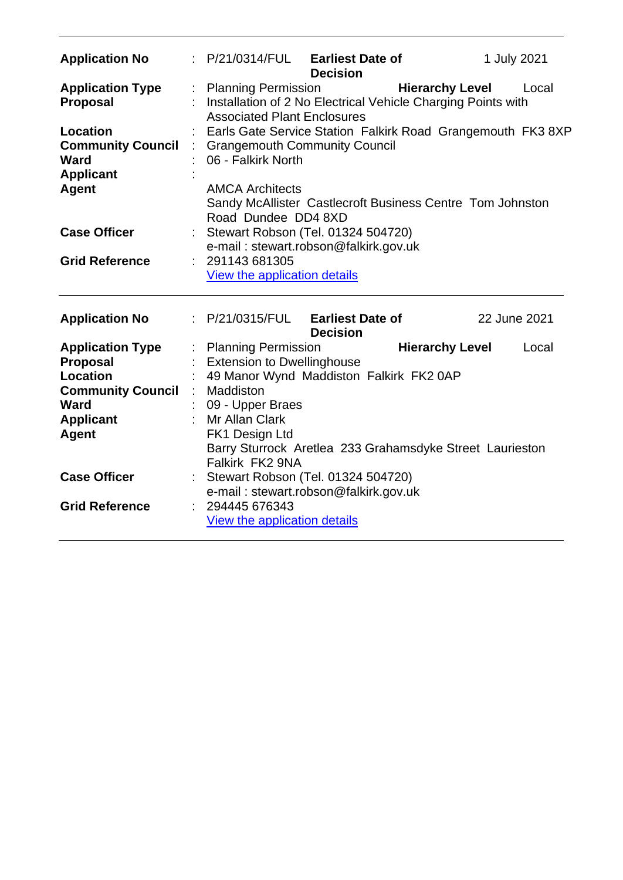| | | | | |
|---|---|---|---|---|
| **Application No** | : P/21/0314/FUL | **Earliest Date of Decision** | | 1 July 2021 |
| **Application Type** | : Planning Permission | | **Hierarchy Level** | Local |
| **Proposal** | : Installation of 2 No Electrical Vehicle Charging Points with Associated Plant Enclosures | | | |
| **Location** | : Earls Gate Service Station Falkirk Road Grangemouth FK3 8XP | | | |
| **Community Council** | : Grangemouth Community Council | | | |
| **Ward** | : 06 - Falkirk North | | | |
| **Applicant** | : | | | |
| **Agent** | AMCA Architects<br>Sandy McAllister Castlecroft Business Centre Tom Johnston Road Dundee DD4 8XD | | | |
| **Case Officer** | : Stewart Robson (Tel. 01324 504720)<br>e-mail : stewart.robson@falkirk.gov.uk | | | |
| **Grid Reference** | : 291143 681305<br>View the application details | | | |

| | | | | |
|---|---|---|---|---|
| **Application No** | : P/21/0315/FUL | **Earliest Date of Decision** | | 22 June 2021 |
| **Application Type** | : Planning Permission | | **Hierarchy Level** | Local |
| **Proposal** | : Extension to Dwellinghouse | | | |
| **Location** | : 49 Manor Wynd Maddiston Falkirk FK2 0AP | | | |
| **Community Council** | : Maddiston | | | |
| **Ward** | : 09 - Upper Braes | | | |
| **Applicant** | : Mr Allan Clark | | | |
| **Agent** | FK1 Design Ltd<br>Barry Sturrock Aretlea 233 Grahamsdyke Street Laurieston Falkirk FK2 9NA | | | |
| **Case Officer** | : Stewart Robson (Tel. 01324 504720)<br>e-mail : stewart.robson@falkirk.gov.uk | | | |
| **Grid Reference** | : 294445 676343<br>View the application details | | | |